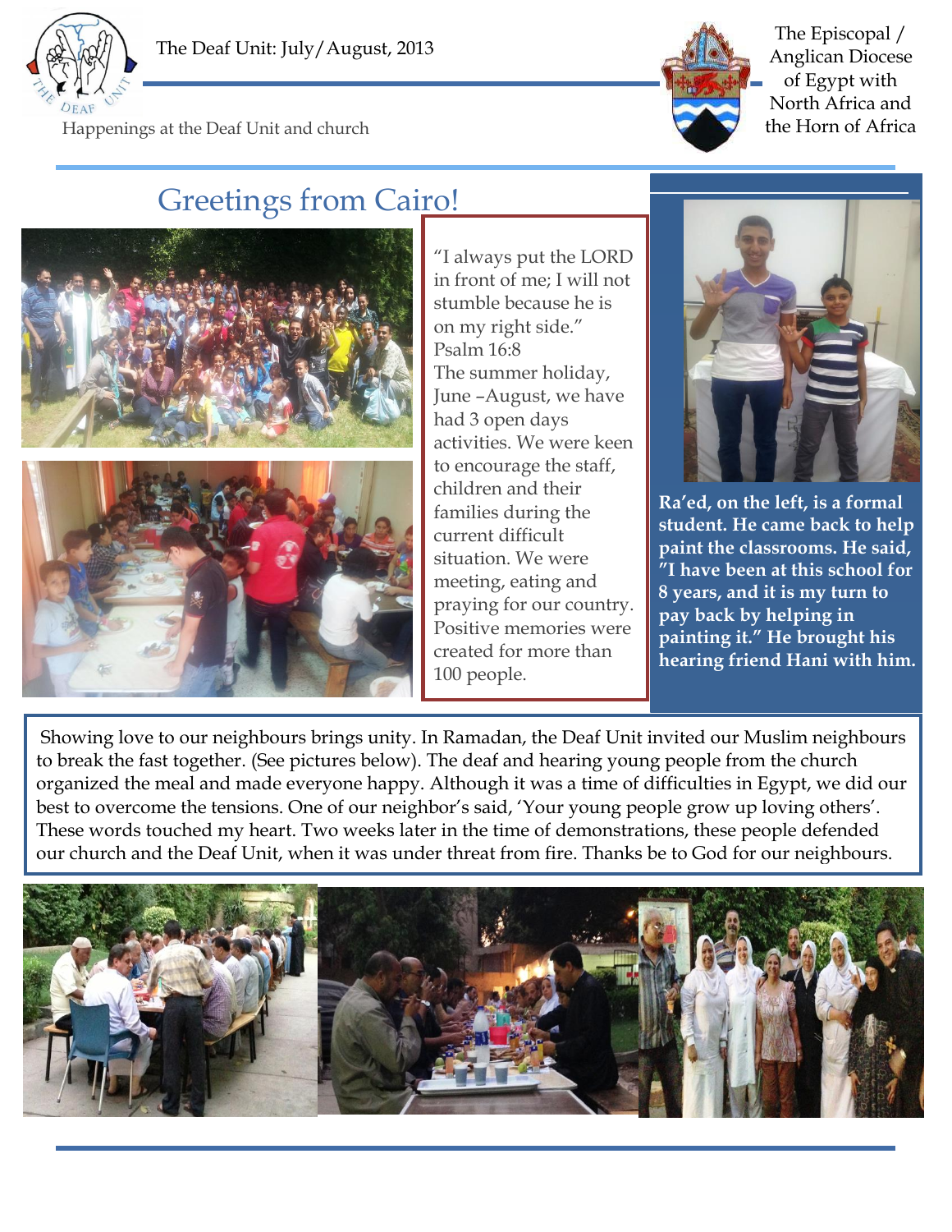The Deaf Unit: July/August, 2013

Happenings at the Deaf Unit and church

The Episcopal / Anglican Diocese of Egypt with North Africa and the Horn of Africa

# Greetings from Cairo!

"I always put the LORD in front of me; I will not stumble because he is on my right side." Psalm 16:8

The summer holiday, June –August, we have had 3 open days activities. We were keen to encourage the staff, children and their families during the current difficult situation. We were meeting, eating and praying for our country. Positive memories were created for more than 100 people.

**Ra'ed, on the left, is a formal student. He came back to help paint the classrooms. He said, "I have been at this school for 8 years, and it is my turn to pay back by helping in painting it." He brought his hearing friend Hani with him.**

Showing love to our neighbours brings unity. In Ramadan, the Deaf Unit invited our Muslim neighbours to break the fast together. (See pictures below). The deaf and hearing young people from the church organized the meal and made everyone happy. Although it was a time of difficulties in Egypt, we did our best to overcome the tensions. One of our neighbor's said, 'Your young people grow up loving others'. These words touched my heart. Two weeks later in the time of demonstrations, these people defended our church and the Deaf Unit, when it was under threat from fire. Thanks be to God for our neighbours.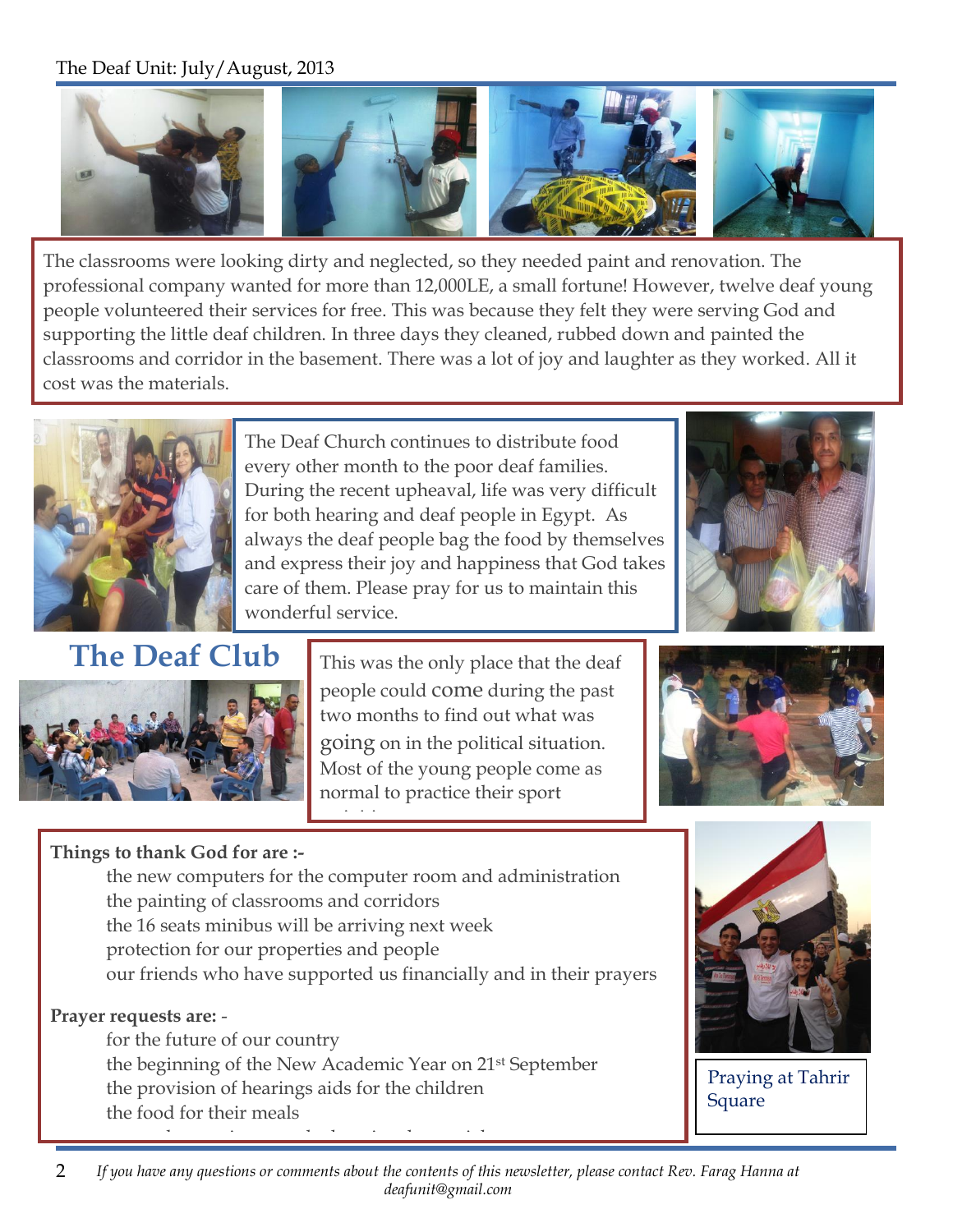The classrooms were looking dirty and neglected, so they needed paint and renovation. The professional company wanted for more than 12,000LE, a small fortune! However, twelve deaf young people volunteered their services for free. This was because they felt they were serving God and supporting the little deaf children. In three days they cleaned, rubbed down and painted the classrooms and corridor in the basement. There was a lot of joy and laughter as they worked. All it cost was the materials.

The Deaf Church continues to distribute food every other month to the poor deaf families. During the recent upheaval, life was very difficult for both hearing and deaf people in Egypt. As always the deaf people bag the food by themselves and express their joy and happiness that God takes care of them. Please pray for us to maintain this wonderful service.

## The Deaf Club

This was the only place that the deaf people could come during the past two months to find out what was going on in the political situation. Most of the young people come as normal to practice their sport

**Things to thank God for are :-**

- the new computers for the computer room and administration
- the painting of classrooms and corridors
- the 16 seats minibus will be arriving next week
- protection for our properties and people
- our friends who have supported us financially and in their prayers

**Prayer requests are: -**

- for the future of our country
- the beginning of the New Academic Year on 21st September
- the provision of hearings aids for the children
- the food for their meals

Praying at Tahrir Square

*If you have any questions or comments about the contents of this newsletter, please contact Rev. Farag Hanna at deafunit@gmail.com*